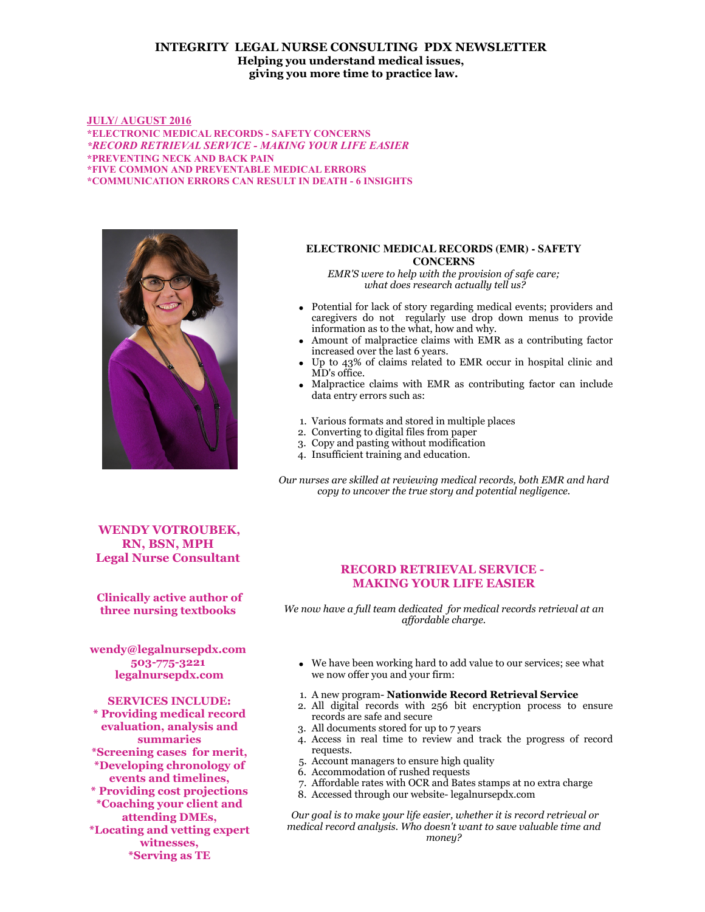# INTEGRITY LEGAL NURSE CONSULTING PDX NEWSLETTER

**Helping you understand medical issues, giving you more time to practice law.**

**JULY/ AUGUST 2016**

**\*ELECTRONIC MEDICAL RECORDS - SAFETY CONCERNS**
***\*RECORD RETRIEVAL SERVICE - MAKING YOUR LIFE EASIER***
**\*PREVENTING NECK AND BACK PAIN**
**\*FIVE COMMON AND PREVENTABLE MEDICAL ERRORS**
**\*COMMUNICATION ERRORS CAN RESULT IN DEATH - 6 INSIGHTS**

## ELECTRONIC MEDICAL RECORDS (EMR) - SAFETY CONCERNS

*EMR'S were to help with the provision of safe care; what does research actually tell us?*

- Potential for lack of story regarding medical events; providers and caregivers do not regularly use drop down menus to provide information as to the what, how and why.
- Amount of malpractice claims with EMR as a contributing factor increased over the last 6 years.
- Up to 43% of claims related to EMR occur in hospital clinic and MD's office.
- Malpractice claims with EMR as contributing factor can include data entry errors such as:

1. Various formats and stored in multiple places
2. Converting to digital files from paper
3. Copy and pasting without modification
4. Insufficient training and education.

*Our nurses are skilled at reviewing medical records, both EMR and hard copy to uncover the true story and potential negligence.*

**WENDY VOTROUBEK, RN, BSN, MPH**
**Legal Nurse Consultant**

**Clinically active author of three nursing textbooks**

**wendy@legalnursepdx.com**
**503-775-3221**
**legalnursepdx.com**

**SERVICES INCLUDE:**
**\* Providing medical record evaluation, analysis and summaries**
**\*Screening cases for merit,**
**\*Developing chronology of events and timelines,**
**\* Providing cost projections**
**\*Coaching your client and attending DMEs,**
**\*Locating and vetting expert witnesses,**
**\*Serving as TE**

## RECORD RETRIEVAL SERVICE - MAKING YOUR LIFE EASIER

*We now have a full team dedicated for medical records retrieval at an affordable charge.*

- We have been working hard to add value to our services; see what we now offer you and your firm:

1. A new program- **Nationwide Record Retrieval Service**
2. All digital records with 256 bit encryption process to ensure records are safe and secure
3. All documents stored for up to 7 years
4. Access in real time to review and track the progress of record requests.
5. Account managers to ensure high quality
6. Accommodation of rushed requests
7. Affordable rates with OCR and Bates stamps at no extra charge
8. Accessed through our website- legalnursepdx.com

*Our goal is to make your life easier, whether it is record retrieval or medical record analysis. Who doesn't want to save valuable time and money?*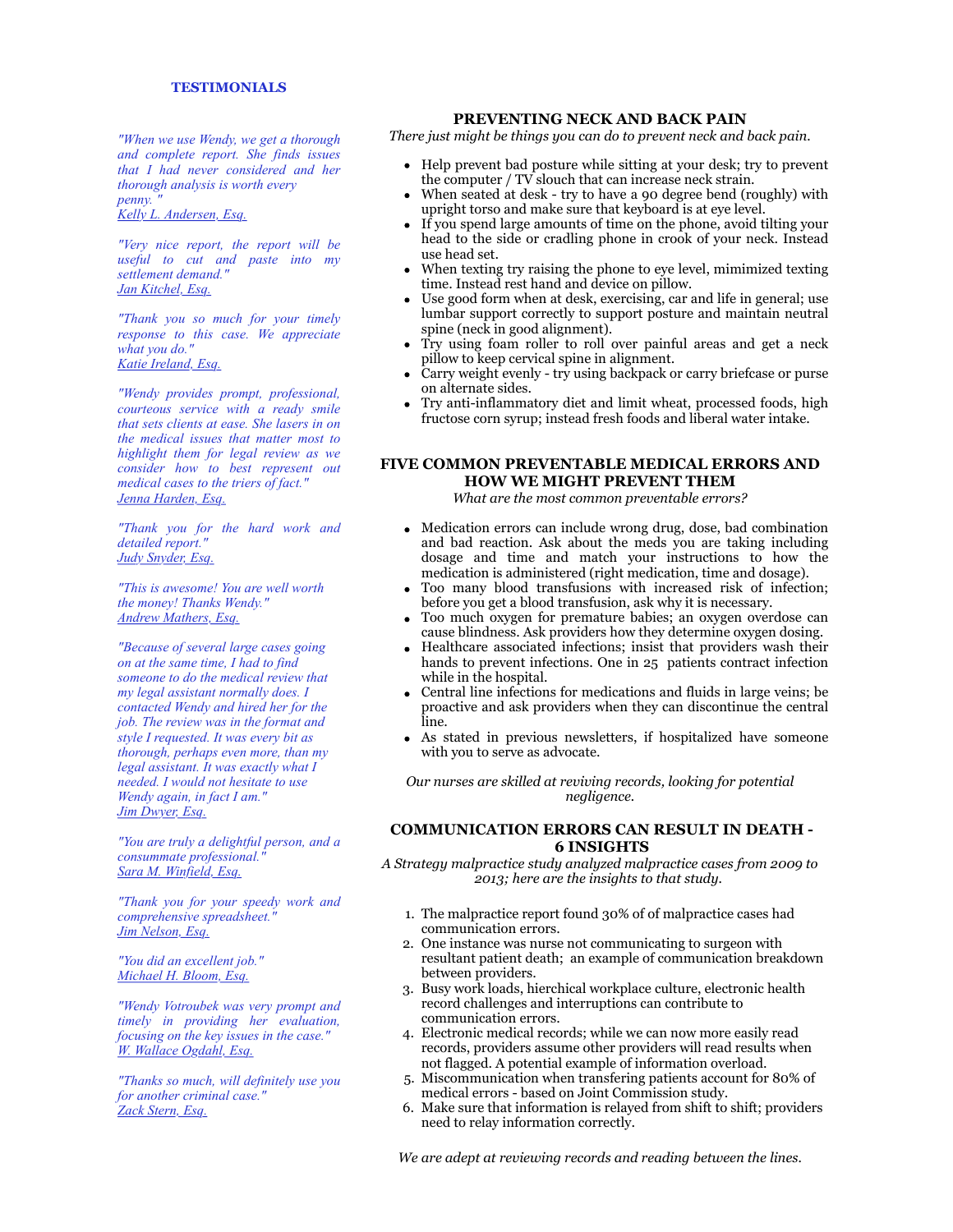## TESTIMONIALS

*"When we use Wendy, we get a thorough and complete report. She finds issues that I had never considered and her thorough analysis is worth every penny. "*
Kelly L. Andersen, Esq.

*"Very nice report, the report will be useful to cut and paste into my settlement demand."*
Jan Kitchel, Esq.

*"Thank you so much for your timely response to this case. We appreciate what you do."*
Katie Ireland, Esq.

*"Wendy provides prompt, professional, courteous service with a ready smile that sets clients at ease. She lasers in on the medical issues that matter most to highlight them for legal review as we consider how to best represent out medical cases to the triers of fact."*
Jenna Harden, Esq.

*"Thank you for the hard work and detailed report."*
Judy Snyder, Esq.

*"This is awesome! You are well worth the money! Thanks Wendy."*
Andrew Mathers, Esq.

*"Because of several large cases going on at the same time, I had to find someone to do the medical review that my legal assistant normally does. I contacted Wendy and hired her for the job. The review was in the format and style I requested. It was every bit as thorough, perhaps even more, than my legal assistant. It was exactly what I needed. I would not hesitate to use Wendy again, in fact I am."*
Jim Dwyer, Esq.

*"You are truly a delightful person, and a consummate professional."*
Sara M. Winfield, Esq.

*"Thank you for your speedy work and comprehensive spreadsheet."*
Jim Nelson, Esq.

*"You did an excellent job."*
Michael H. Bloom, Esq.

*"Wendy Votroubek was very prompt and timely in providing her evaluation, focusing on the key issues in the case."*
W. Wallace Ogdahl, Esq.

*"Thanks so much, will definitely use you for another criminal case."*
Zack Stern, Esq.

## PREVENTING NECK AND BACK PAIN

*There just might be things you can do to prevent neck and back pain.*

- Help prevent bad posture while sitting at your desk; try to prevent the computer / TV slouch that can increase neck strain.
- When seated at desk - try to have a 90 degree bend (roughly) with upright torso and make sure that keyboard is at eye level.
- If you spend large amounts of time on the phone, avoid tilting your head to the side or cradling phone in crook of your neck. Instead use head set.
- When texting try raising the phone to eye level, mimimized texting time. Instead rest hand and device on pillow.
- Use good form when at desk, exercising, car and life in general; use lumbar support correctly to support posture and maintain neutral spine (neck in good alignment).
- Try using foam roller to roll over painful areas and get a neck pillow to keep cervical spine in alignment.
- Carry weight evenly - try using backpack or carry briefcase or purse on alternate sides.
- Try anti-inflammatory diet and limit wheat, processed foods, high fructose corn syrup; instead fresh foods and liberal water intake.

## FIVE COMMON PREVENTABLE MEDICAL ERRORS AND HOW WE MIGHT PREVENT THEM

*What are the most common preventable errors?*

- Medication errors can include wrong drug, dose, bad combination and bad reaction. Ask about the meds you are taking including dosage and time and match your instructions to how the medication is administered (right medication, time and dosage).
- Too many blood transfusions with increased risk of infection; before you get a blood transfusion, ask why it is necessary.
- Too much oxygen for premature babies; an oxygen overdose can cause blindness. Ask providers how they determine oxygen dosing.
- Healthcare associated infections; insist that providers wash their hands to prevent infections. One in 25 patients contract infection while in the hospital.
- Central line infections for medications and fluids in large veins; be proactive and ask providers when they can discontinue the central line.
- As stated in previous newsletters, if hospitalized have someone with you to serve as advocate.

*Our nurses are skilled at reviving records, looking for potential negligence.*

## COMMUNICATION ERRORS CAN RESULT IN DEATH - 6 INSIGHTS

*A Strategy malpractice study analyzed malpractice cases from 2009 to 2013; here are the insights to that study.*

1. The malpractice report found 30% of of malpractice cases had communication errors.
2. One instance was nurse not communicating to surgeon with resultant patient death; an example of communication breakdown between providers.
3. Busy work loads, hierchical workplace culture, electronic health record challenges and interruptions can contribute to communication errors.
4. Electronic medical records; while we can now more easily read records, providers assume other providers will read results when not flagged. A potential example of information overload.
5. Miscommunication when transfering patients account for 80% of medical errors - based on Joint Commission study.
6. Make sure that information is relayed from shift to shift; providers need to relay information correctly.

*We are adept at reviewing records and reading between the lines.*